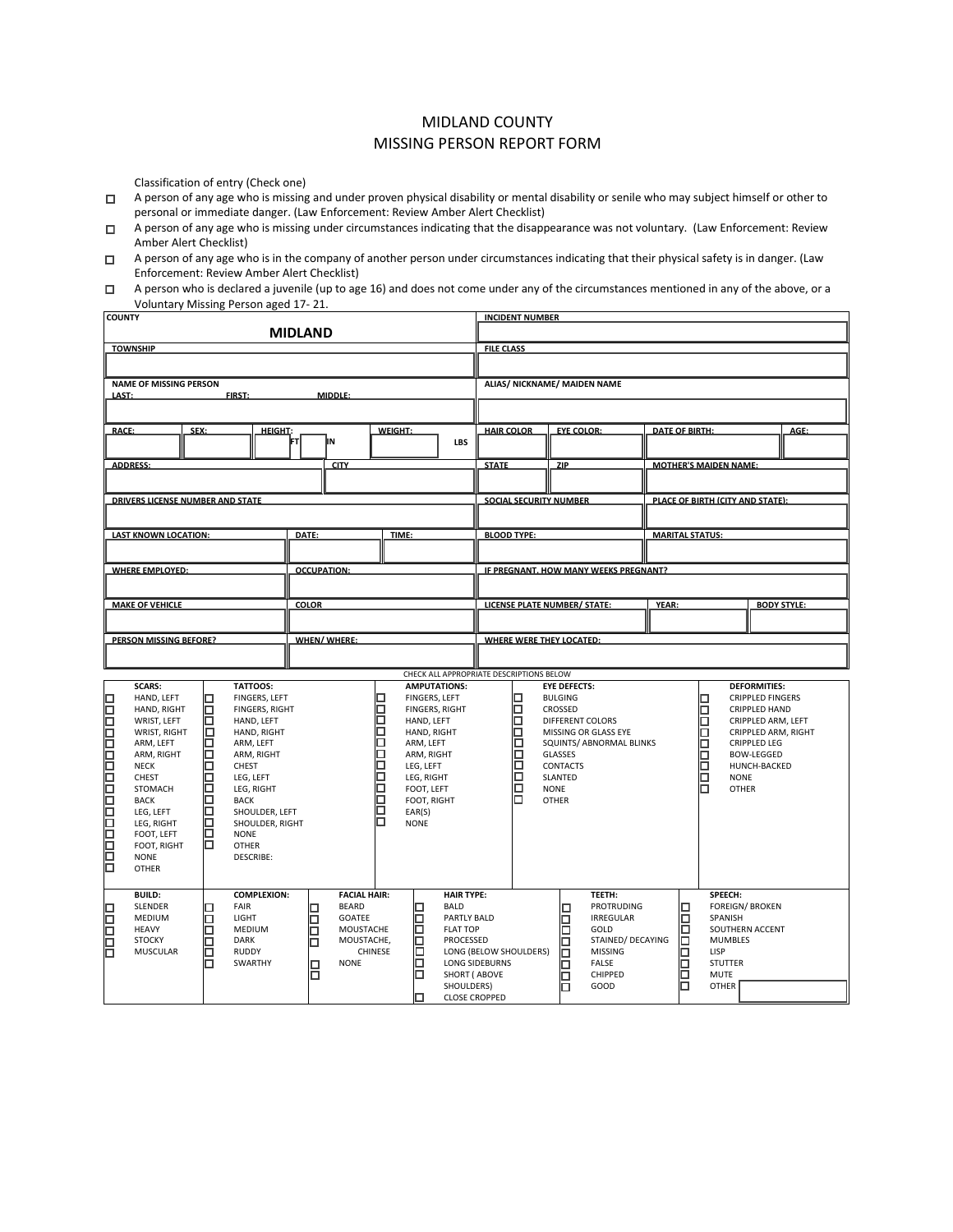# MIDLAND COUNTY
## MISSING PERSON REPORT FORM

Classification of entry (Check one)

- ☐ A person of any age who is missing and under proven physical disability or mental disability or senile who may subject himself or other to personal or immediate danger. (Law Enforcement: Review Amber Alert Checklist)
- ☐ A person of any age who is missing under circumstances indicating that the disappearance was not voluntary. (Law Enforcement: Review Amber Alert Checklist)
- ☐ A person of any age who is in the company of another person under circumstances indicating that their physical safety is in danger. (Law Enforcement: Review Amber Alert Checklist)
- ☐ A person who is declared a juvenile (up to age 16) and does not come under any of the circumstances mentioned in any of the above, or a Voluntary Missing Person aged 17- 21.

| Field | Value |
|---|---|
| COUNTY | MIDLAND |
| INCIDENT NUMBER | |
| TOWNSHIP | |
| FILE CLASS | |
| NAME OF MISSING PERSON (LAST: / FIRST: / MIDDLE:) | |
| ALIAS/ NICKNAME/ MAIDEN NAME | |
| RACE: | |
| SEX: | |
| HEIGHT: FT / IN | |
| WEIGHT: LBS | |
| HAIR COLOR | |
| EYE COLOR: | |
| DATE OF BIRTH: | |
| AGE: | |
| ADDRESS: | |
| CITY | |
| STATE | |
| ZIP | |
| MOTHER'S MAIDEN NAME: | |
| DRIVERS LICENSE NUMBER AND STATE | |
| SOCIAL SECURITY NUMBER | |
| PLACE OF BIRTH (CITY AND STATE): | |
| LAST KNOWN LOCATION: | |
| DATE: | |
| TIME: | |
| BLOOD TYPE: | |
| MARITAL STATUS: | |
| WHERE EMPLOYED: | |
| OCCUPATION: | |
| IF PREGNANT, HOW MANY WEEKS PREGNANT? | |
| MAKE OF VEHICLE | |
| COLOR | |
| LICENSE PLATE NUMBER/ STATE: | |
| YEAR: | |
| BODY STYLE: | |
| PERSON MISSING BEFORE? | |
| WHEN/ WHERE: | |
| WHERE WERE THEY LOCATED: | |

CHECK ALL APPROPRIATE DESCRIPTIONS BELOW

| SCARS: | TATTOOS: | AMPUTATIONS: | EYE DEFECTS: | DEFORMITIES: |
|---|---|---|---|---|
| ☐ HAND, LEFT | ☐ FINGERS, LEFT | ☐ FINGERS, LEFT | ☐ BULGING | ☐ CRIPPLED FINGERS |
| ☐ HAND, RIGHT | ☐ FINGERS, RIGHT | ☐ FINGERS, RIGHT | ☐ CROSSED | ☐ CRIPPLED HAND |
| ☐ WRIST, LEFT | ☐ HAND, LEFT | ☐ HAND, LEFT | ☐ DIFFERENT COLORS | ☐ CRIPPLED ARM, LEFT |
| ☐ WRIST, RIGHT | ☐ HAND, RIGHT | ☐ HAND, RIGHT | ☐ MISSING OR GLASS EYE | ☐ CRIPPLED ARM, RIGHT |
| ☐ ARM, LEFT | ☐ ARM, LEFT | ☐ ARM, LEFT | ☐ SQUINTS/ ABNORMAL BLINKS | ☐ CRIPPLED LEG |
| ☐ ARM, RIGHT | ☐ ARM, RIGHT | ☐ ARM, RIGHT | ☐ GLASSES | ☐ BOW-LEGGED |
| ☐ NECK | ☐ CHEST | ☐ LEG, LEFT | ☐ CONTACTS | ☐ HUNCH-BACKED |
| ☐ CHEST | ☐ LEG, LEFT | ☐ LEG, RIGHT | ☐ SLANTED | ☐ NONE |
| ☐ STOMACH | ☐ LEG, RIGHT | ☐ FOOT, LEFT | ☐ NONE | ☐ OTHER |
| ☐ BACK | ☐ BACK | ☐ FOOT, RIGHT | ☐ OTHER | |
| ☐ LEG, LEFT | ☐ SHOULDER, LEFT | ☐ EAR(S) | | |
| ☐ LEG, RIGHT | ☐ SHOULDER, RIGHT | ☐ NONE | | |
| ☐ FOOT, LEFT | ☐ NONE | | | |
| ☐ FOOT, RIGHT | ☐ OTHER | | | |
| ☐ NONE | DESCRIBE: | | | |
| ☐ OTHER | | | | |

| BUILD: | COMPLEXION: | FACIAL HAIR: | HAIR TYPE: | TEETH: | SPEECH: |
|---|---|---|---|---|---|
| ☐ SLENDER | ☐ FAIR | ☐ BEARD | ☐ BALD | ☐ PROTRUDING | ☐ FOREIGN/ BROKEN |
| ☐ MEDIUM | ☐ LIGHT | ☐ GOATEE | ☐ PARTLY BALD | ☐ IRREGULAR | ☐ SPANISH |
| ☐ HEAVY | ☐ MEDIUM | ☐ MOUSTACHE | ☐ FLAT TOP | ☐ GOLD | ☐ SOUTHERN ACCENT |
| ☐ STOCKY | ☐ DARK | ☐ MOUSTACHE, CHINESE | ☐ PROCESSED | ☐ STAINED/ DECAYING | ☐ MUMBLES |
| ☐ MUSCULAR | ☐ RUDDY | ☐ NONE | ☐ LONG (BELOW SHOULDERS) | ☐ MISSING | ☐ LISP |
| | ☐ SWARTHY | ☐ | ☐ LONG SIDEBURNS | ☐ FALSE | ☐ STUTTER |
| | | | ☐ SHORT ( ABOVE SHOULDERS) | ☐ CHIPPED | ☐ MUTE |
| | | | ☐ CLOSE CROPPED | ☐ GOOD | ☐ OTHER |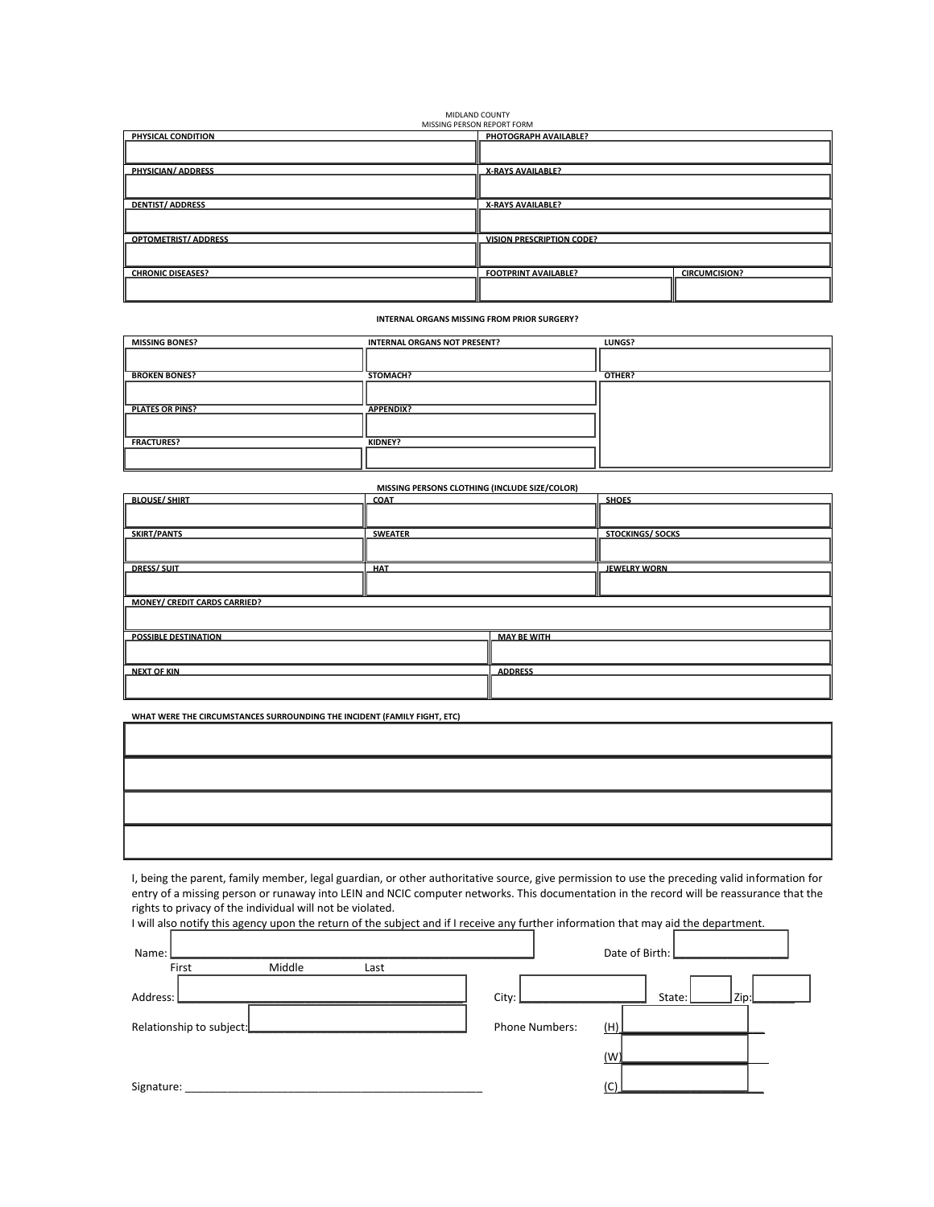MIDLAND COUNTY
MISSING PERSON REPORT FORM

| PHYSICAL CONDITION | PHOTOGRAPH AVAILABLE? | |
|---|---|---|
| | | |
| **PHYSICIAN/ ADDRESS** | **X-RAYS AVAILABLE?** | |
| | | |
| **DENTIST/ ADDRESS** | **X-RAYS AVAILABLE?** | |
| | | |
| **OPTOMETRIST/ ADDRESS** | **VISION PRESCRIPTION CODE?** | |
| | | |
| **CHRONIC DISEASES?** | **FOOTPRINT AVAILABLE?** | **CIRCUMCISION?** |
| | | |

**INTERNAL ORGANS MISSING FROM PRIOR SURGERY?**

| MISSING BONES? | INTERNAL ORGANS NOT PRESENT? | LUNGS? |
|---|---|---|
| | | |
| **BROKEN BONES?** | **STOMACH?** | **OTHER?** |
| | | |
| **PLATES OR PINS?** | **APPENDIX?** | |
| | | |
| **FRACTURES?** | **KIDNEY?** | |
| | | |

**MISSING PERSONS CLOTHING (INCLUDE SIZE/COLOR)**

| BLOUSE/ SHIRT | COAT | SHOES |
|---|---|---|
| | | |
| **SKIRT/PANTS** | **SWEATER** | **STOCKINGS/ SOCKS** |
| | | |
| **DRESS/ SUIT** | **HAT** | **JEWELRY WORN** |
| | | |
| **MONEY/ CREDIT CARDS CARRIED?** | | |
| | | |

| POSSIBLE DESTINATION | MAY BE WITH |
|---|---|
| | |
| **NEXT OF KIN** | **ADDRESS** |
| | |

**WHAT WERE THE CIRCUMSTANCES SURROUNDING THE INCIDENT (FAMILY FIGHT, ETC)**

| |
|---|
| |
| |
| |
| |

I, being the parent, family member, legal guardian, or other authoritative source, give permission to use the preceding valid information for entry of a missing person or runaway into LEIN and NCIC computer networks. This documentation in the record will be reassurance that the rights to privacy of the individual will not be violated.
I will also notify this agency upon the return of the subject and if I receive any further information that may aid the department.

Name: ______________________________ Date of Birth: ______________
First Middle Last

Address: ______________________________ City: ______________ State: ______ Zip: ______

Relationship to subject: ______________________________ Phone Numbers: (H) ______________

(W) ______________

Signature: ______________________________ (C) ______________